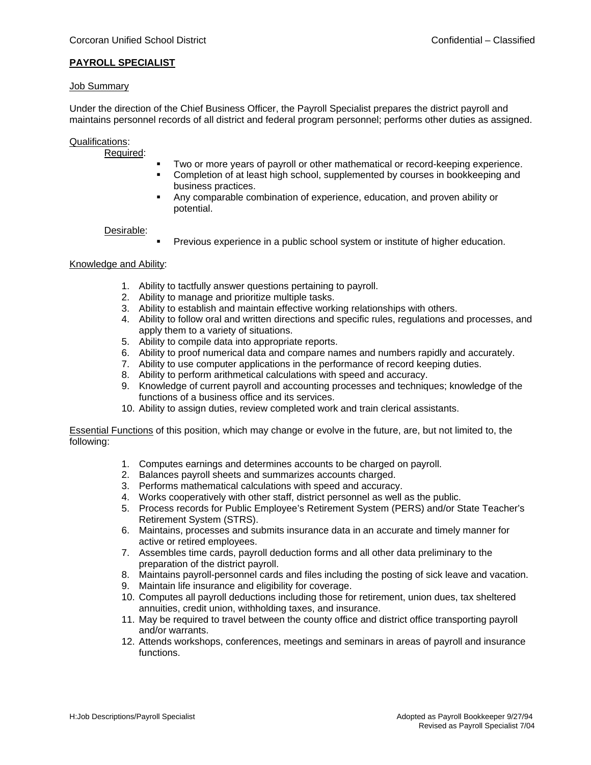# PAYROLL SPECIALIST

## Job Summary

Under the direction of the Chief Business Officer, the Payroll Specialist prepares the district payroll and maintains personnel records of all district and federal program personnel; performs other duties as assigned.

## Qualifications:

### Required:

- Two or more years of payroll or other mathematical or record-keeping experience.
- Completion of at least high school, supplemented by courses in bookkeeping and business practices.
- Any comparable combination of experience, education, and proven ability or potential.

### Desirable:

- Previous experience in a public school system or institute of higher education.

## Knowledge and Ability:

1. Ability to tactfully answer questions pertaining to payroll.
2. Ability to manage and prioritize multiple tasks.
3. Ability to establish and maintain effective working relationships with others.
4. Ability to follow oral and written directions and specific rules, regulations and processes, and apply them to a variety of situations.
5. Ability to compile data into appropriate reports.
6. Ability to proof numerical data and compare names and numbers rapidly and accurately.
7. Ability to use computer applications in the performance of record keeping duties.
8. Ability to perform arithmetical calculations with speed and accuracy.
9. Knowledge of current payroll and accounting processes and techniques; knowledge of the functions of a business office and its services.
10. Ability to assign duties, review completed work and train clerical assistants.

Essential Functions of this position, which may change or evolve in the future, are, but not limited to, the following:

1. Computes earnings and determines accounts to be charged on payroll.
2. Balances payroll sheets and summarizes accounts charged.
3. Performs mathematical calculations with speed and accuracy.
4. Works cooperatively with other staff, district personnel as well as the public.
5. Process records for Public Employee's Retirement System (PERS) and/or State Teacher's Retirement System (STRS).
6. Maintains, processes and submits insurance data in an accurate and timely manner for active or retired employees.
7. Assembles time cards, payroll deduction forms and all other data preliminary to the preparation of the district payroll.
8. Maintains payroll-personnel cards and files including the posting of sick leave and vacation.
9. Maintain life insurance and eligibility for coverage.
10. Computes all payroll deductions including those for retirement, union dues, tax sheltered annuities, credit union, withholding taxes, and insurance.
11. May be required to travel between the county office and district office transporting payroll and/or warrants.
12. Attends workshops, conferences, meetings and seminars in areas of payroll and insurance functions.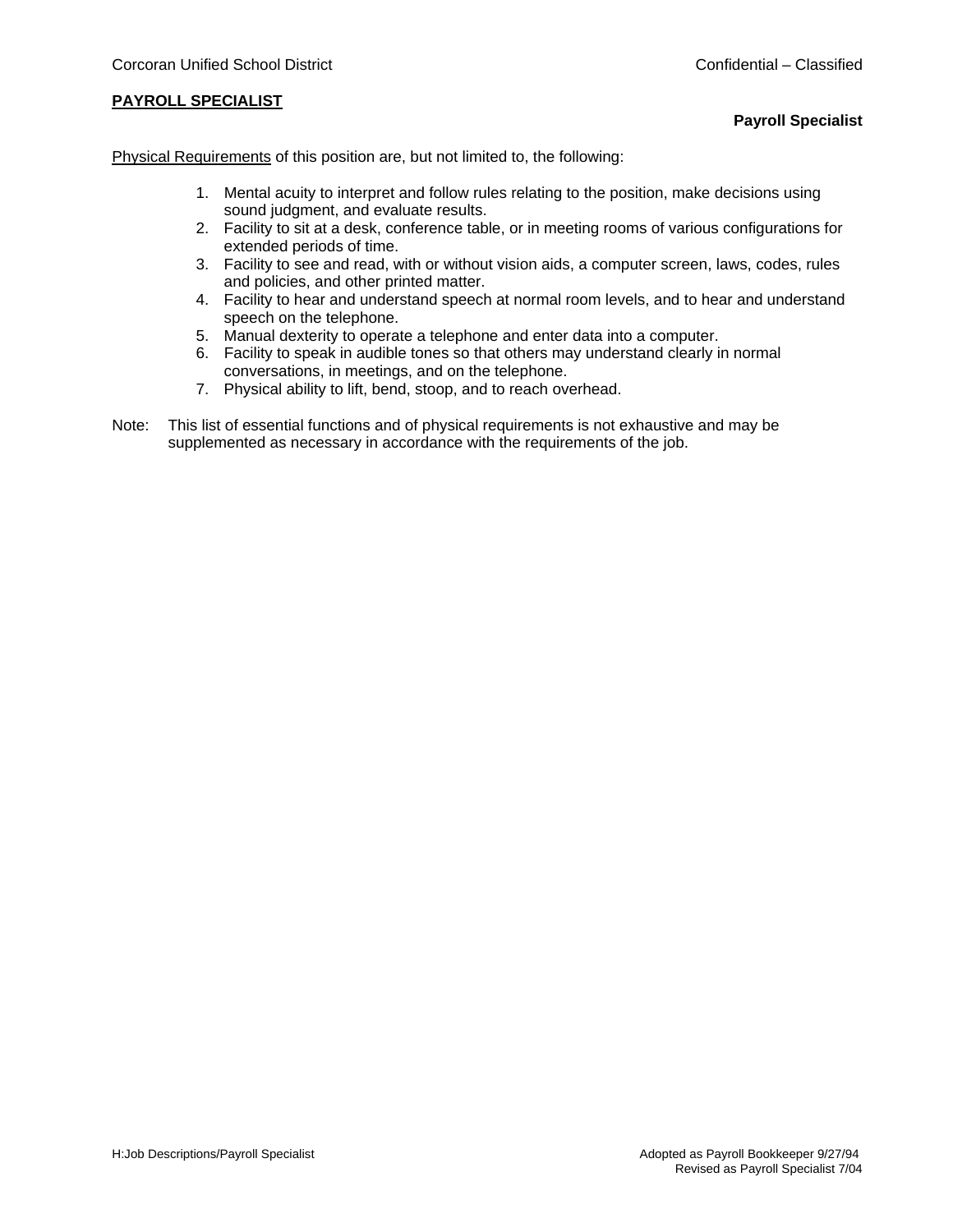**PAYROLL SPECIALIST**

**Payroll Specialist**

Physical Requirements of this position are, but not limited to, the following:

1. Mental acuity to interpret and follow rules relating to the position, make decisions using sound judgment, and evaluate results.
2. Facility to sit at a desk, conference table, or in meeting rooms of various configurations for extended periods of time.
3. Facility to see and read, with or without vision aids, a computer screen, laws, codes, rules and policies, and other printed matter.
4. Facility to hear and understand speech at normal room levels, and to hear and understand speech on the telephone.
5. Manual dexterity to operate a telephone and enter data into a computer.
6. Facility to speak in audible tones so that others may understand clearly in normal conversations, in meetings, and on the telephone.
7. Physical ability to lift, bend, stoop, and to reach overhead.

Note: This list of essential functions and of physical requirements is not exhaustive and may be supplemented as necessary in accordance with the requirements of the job.

H:Job Descriptions/Payroll Specialist

Adopted as Payroll Bookkeeper 9/27/94
Revised as Payroll Specialist 7/04